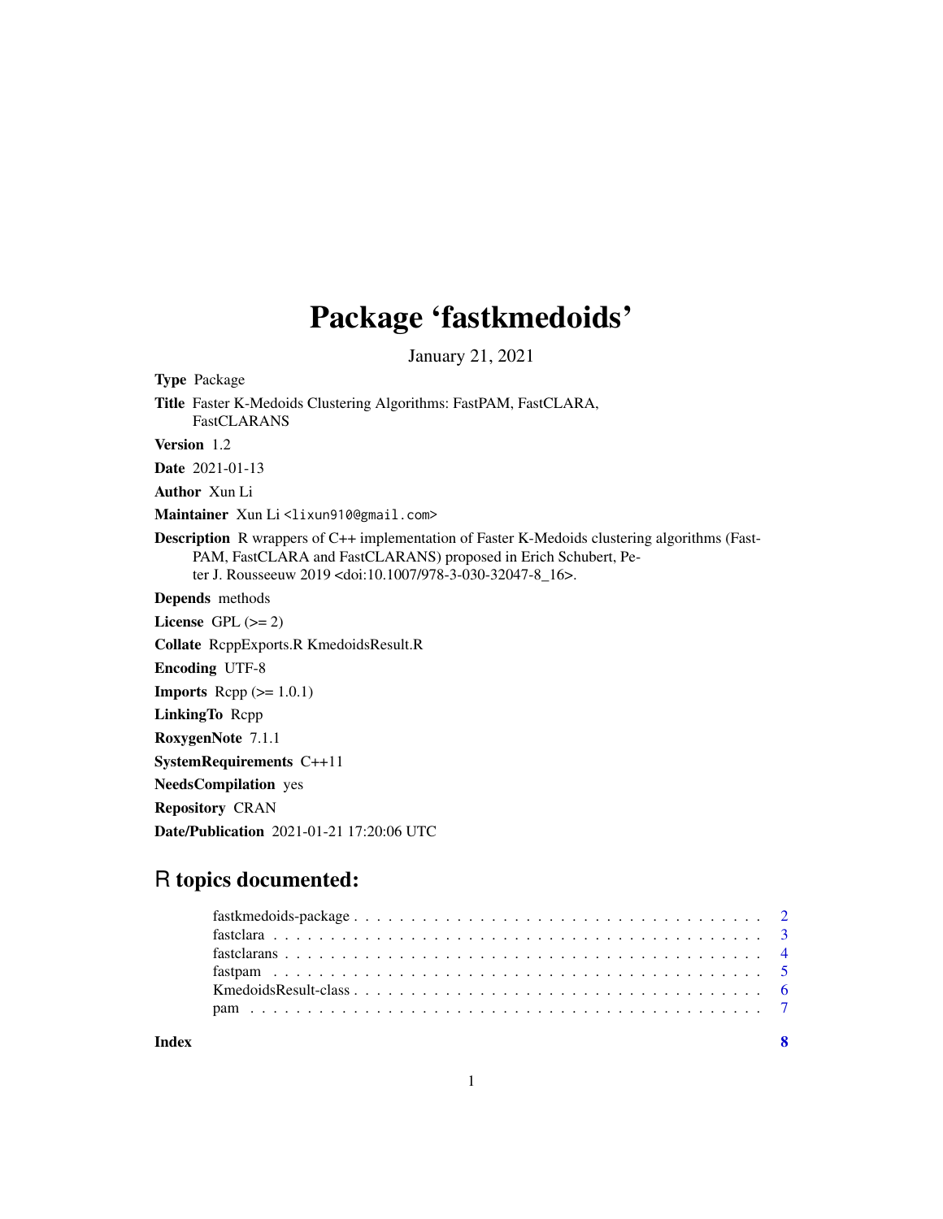# Package 'fastkmedoids'

January 21, 2021

**Type** Package

**Title** Faster K-Medoids Clustering Algorithms: FastPAM, FastCLARA, FastCLARANS

**Version** 1.2

**Date** 2021-01-13

**Author** Xun Li

**Maintainer** Xun Li <lixun910@gmail.com>

**Description** R wrappers of C++ implementation of Faster K-Medoids clustering algorithms (FastPAM, FastCLARA and FastCLARANS) proposed in Erich Schubert, Peter J. Rousseeuw 2019 <doi:10.1007/978-3-030-32047-8_16>.

**Depends** methods

**License** GPL (>= 2)

**Collate** RcppExports.R KmedoidsResult.R

**Encoding** UTF-8

**Imports** Rcpp (>= 1.0.1)

**LinkingTo** Rcpp

**RoxygenNote** 7.1.1

**SystemRequirements** C++11

**NeedsCompilation** yes

**Repository** CRAN

**Date/Publication** 2021-01-21 17:20:06 UTC

## R topics documented:

- fastkmedoids-package . . . . . . . . . . . . . . . . . . . . . . . . . . . . . . . . . . 2
- fastclara . . . . . . . . . . . . . . . . . . . . . . . . . . . . . . . . . . . . . . . . . . 3
- fastclarans . . . . . . . . . . . . . . . . . . . . . . . . . . . . . . . . . . . . . . . . 4
- fastpam . . . . . . . . . . . . . . . . . . . . . . . . . . . . . . . . . . . . . . . . . . 5
- KmedoidsResult-class . . . . . . . . . . . . . . . . . . . . . . . . . . . . . . . . . . 6
- pam . . . . . . . . . . . . . . . . . . . . . . . . . . . . . . . . . . . . . . . . . . . . 7

**Index** 8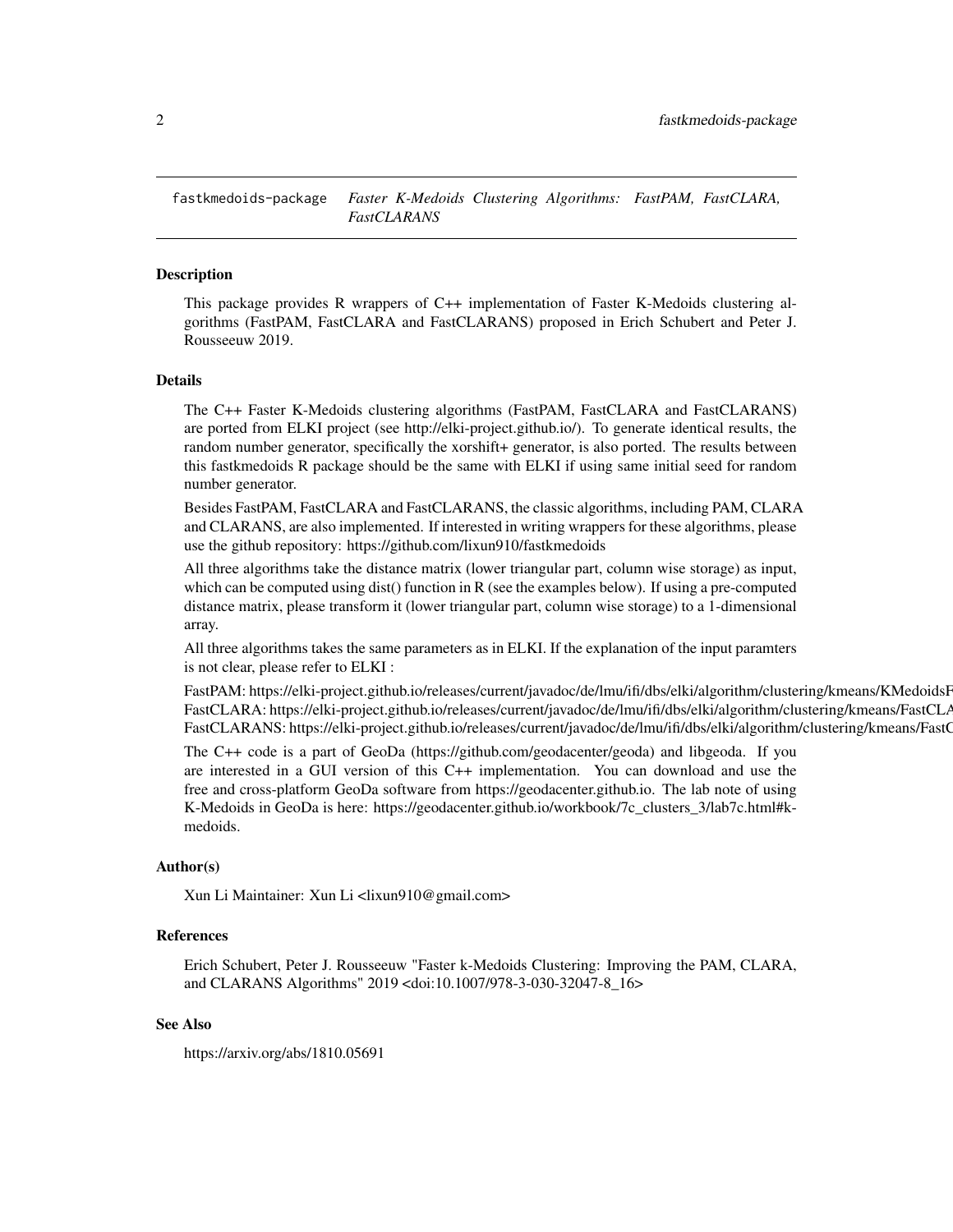fastkmedoids-package *Faster K-Medoids Clustering Algorithms: FastPAM, FastCLARA, FastCLARANS*

## Description

This package provides R wrappers of C++ implementation of Faster K-Medoids clustering algorithms (FastPAM, FastCLARA and FastCLARANS) proposed in Erich Schubert and Peter J. Rousseeuw 2019.

## Details

The C++ Faster K-Medoids clustering algorithms (FastPAM, FastCLARA and FastCLARANS) are ported from ELKI project (see http://elki-project.github.io/). To generate identical results, the random number generator, specifically the xorshift+ generator, is also ported. The results between this fastkmedoids R package should be the same with ELKI if using same initial seed for random number generator.

Besides FastPAM, FastCLARA and FastCLARANS, the classic algorithms, including PAM, CLARA and CLARANS, are also implemented. If interested in writing wrappers for these algorithms, please use the github repository: https://github.com/lixun910/fastkmedoids

All three algorithms take the distance matrix (lower triangular part, column wise storage) as input, which can be computed using dist() function in R (see the examples below). If using a pre-computed distance matrix, please transform it (lower triangular part, column wise storage) to a 1-dimensional array.

All three algorithms takes the same parameters as in ELKI. If the explanation of the input paramters is not clear, please refer to ELKI :

FastPAM: https://elki-project.github.io/releases/current/javadoc/de/lmu/ifi/dbs/elki/algorithm/clustering/kmeans/KMedoidsF
FastCLARA: https://elki-project.github.io/releases/current/javadoc/de/lmu/ifi/dbs/elki/algorithm/clustering/kmeans/FastCLA
FastCLARANS: https://elki-project.github.io/releases/current/javadoc/de/lmu/ifi/dbs/elki/algorithm/clustering/kmeans/FastC

The C++ code is a part of GeoDa (https://github.com/geodacenter/geoda) and libgeoda. If you are interested in a GUI version of this C++ implementation. You can download and use the free and cross-platform GeoDa software from https://geodacenter.github.io. The lab note of using K-Medoids in GeoDa is here: https://geodacenter.github.io/workbook/7c_clusters_3/lab7c.html#k-medoids.

## Author(s)

Xun Li Maintainer: Xun Li <lixun910@gmail.com>

## References

Erich Schubert, Peter J. Rousseeuw "Faster k-Medoids Clustering: Improving the PAM, CLARA, and CLARANS Algorithms" 2019 <doi:10.1007/978-3-030-32047-8_16>

## See Also

https://arxiv.org/abs/1810.05691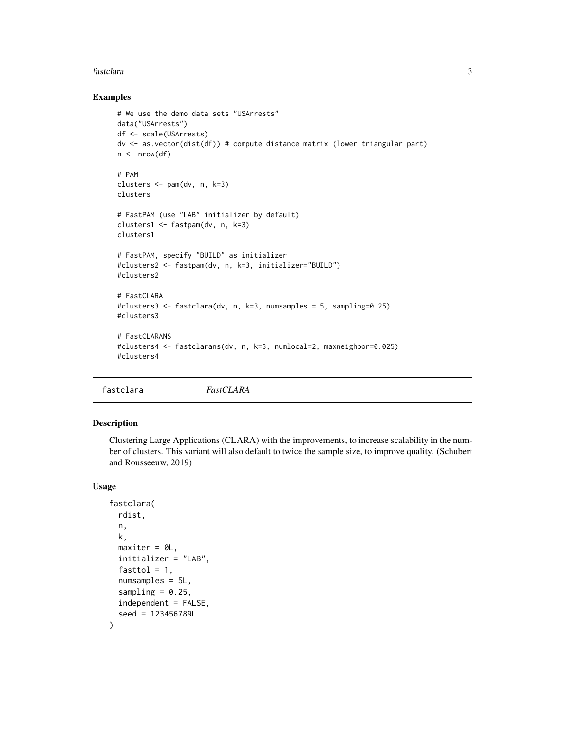## Examples

```
# We use the demo data sets "USArrests"
data("USArrests")
df <- scale(USArrests)
dv <- as.vector(dist(df)) # compute distance matrix (lower triangular part)
n <- nrow(df)

# PAM
clusters <- pam(dv, n, k=3)
clusters

# FastPAM (use "LAB" initializer by default)
clusters1 <- fastpam(dv, n, k=3)
clusters1

# FastPAM, specify "BUILD" as initializer
#clusters2 <- fastpam(dv, n, k=3, initializer="BUILD")
#clusters2

# FastCLARA
#clusters3 <- fastclara(dv, n, k=3, numsamples = 5, sampling=0.25)
#clusters3

# FastCLARANS
#clusters4 <- fastclarans(dv, n, k=3, numlocal=2, maxneighbor=0.025)
#clusters4
```

---

# fastclara    *FastCLARA*

---

## Description

Clustering Large Applications (CLARA) with the improvements, to increase scalability in the number of clusters. This variant will also default to twice the sample size, to improve quality. (Schubert and Rousseeuw, 2019)

## Usage

```
fastclara(
  rdist,
  n,
  k,
  maxiter = 0L,
  initializer = "LAB",
  fasttol = 1,
  numsamples = 5L,
  sampling = 0.25,
  independent = FALSE,
  seed = 123456789L
)
```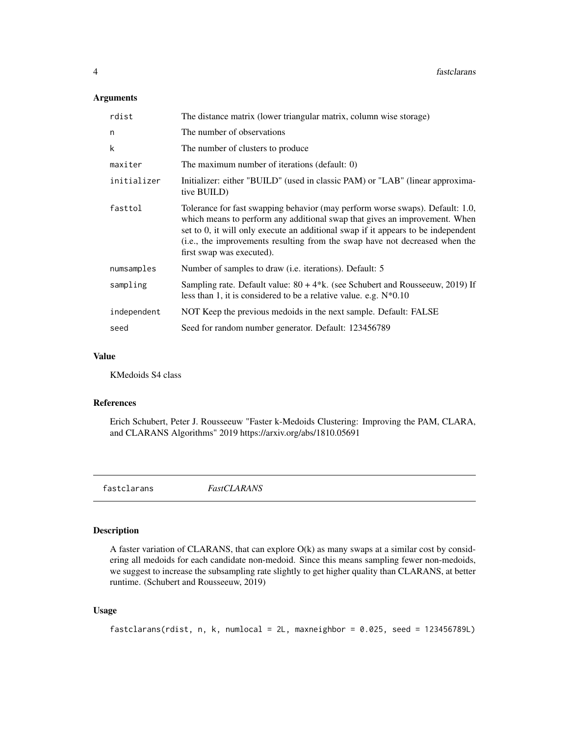### Arguments

| | |
|---|---|
| rdist | The distance matrix (lower triangular matrix, column wise storage) |
| n | The number of observations |
| k | The number of clusters to produce |
| maxiter | The maximum number of iterations (default: 0) |
| initializer | Initializer: either "BUILD" (used in classic PAM) or "LAB" (linear approximative BUILD) |
| fasttol | Tolerance for fast swapping behavior (may perform worse swaps). Default: 1.0, which means to perform any additional swap that gives an improvement. When set to 0, it will only execute an additional swap if it appears to be independent (i.e., the improvements resulting from the swap have not decreased when the first swap was executed). |
| numsamples | Number of samples to draw (i.e. iterations). Default: 5 |
| sampling | Sampling rate. Default value: 80 + 4*k. (see Schubert and Rousseeuw, 2019) If less than 1, it is considered to be a relative value. e.g. N*0.10 |
| independent | NOT Keep the previous medoids in the next sample. Default: FALSE |
| seed | Seed for random number generator. Default: 123456789 |

### Value

KMedoids S4 class

### References

Erich Schubert, Peter J. Rousseeuw "Faster k-Medoids Clustering: Improving the PAM, CLARA, and CLARANS Algorithms" 2019 https://arxiv.org/abs/1810.05691

---

## fastclarans *FastCLARANS*

### Description

A faster variation of CLARANS, that can explore O(k) as many swaps at a similar cost by considering all medoids for each candidate non-medoid. Since this means sampling fewer non-medoids, we suggest to increase the subsampling rate slightly to get higher quality than CLARANS, at better runtime. (Schubert and Rousseeuw, 2019)

### Usage

```
fastclarans(rdist, n, k, numlocal = 2L, maxneighbor = 0.025, seed = 123456789L)
```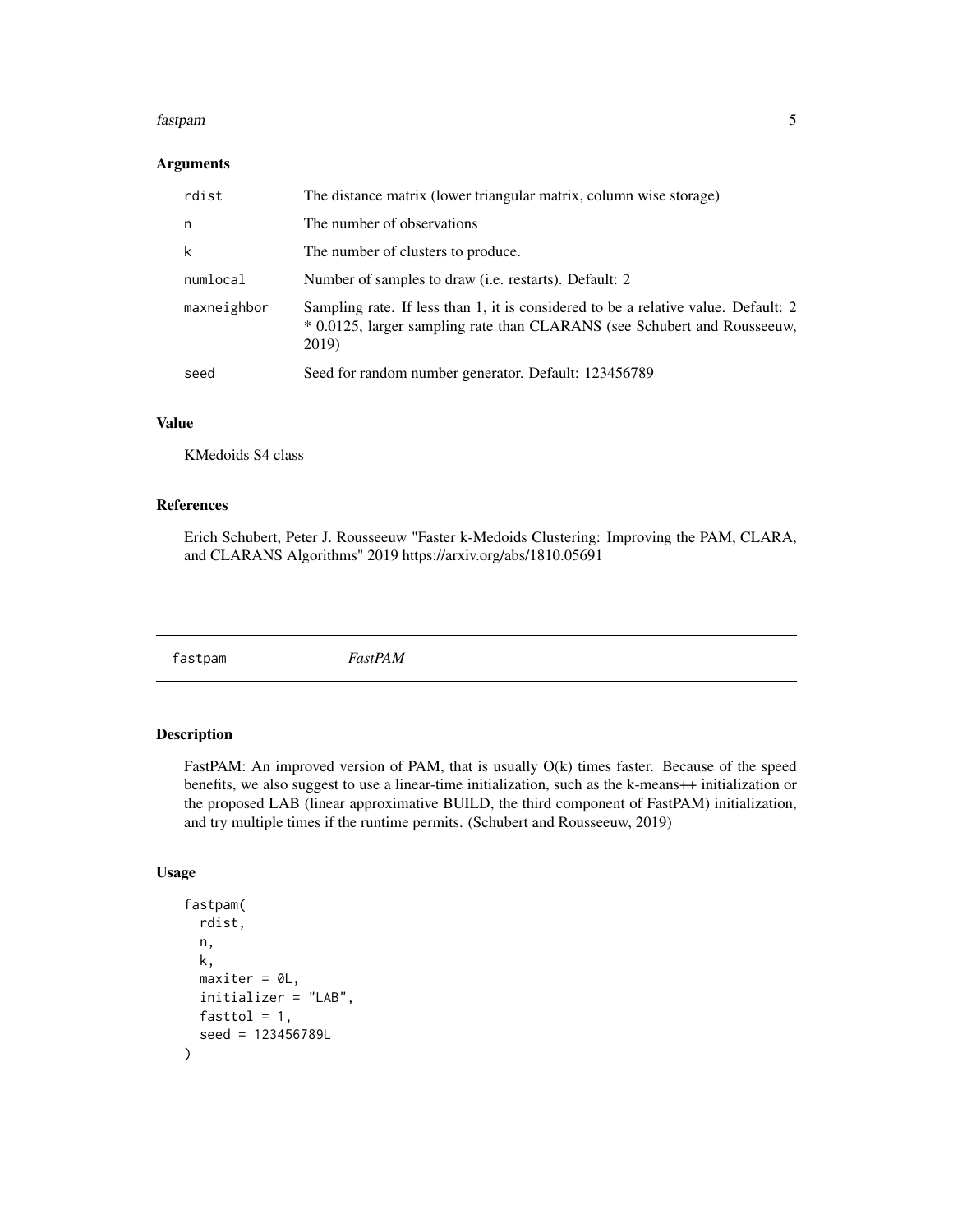### Arguments

| | |
|---|---|
| `rdist` | The distance matrix (lower triangular matrix, column wise storage) |
| `n` | The number of observations |
| `k` | The number of clusters to produce. |
| `numlocal` | Number of samples to draw (i.e. restarts). Default: 2 |
| `maxneighbor` | Sampling rate. If less than 1, it is considered to be a relative value. Default: 2 * 0.0125, larger sampling rate than CLARANS (see Schubert and Rousseeuw, 2019) |
| `seed` | Seed for random number generator. Default: 123456789 |

### Value

KMedoids S4 class

### References

Erich Schubert, Peter J. Rousseeuw "Faster k-Medoids Clustering: Improving the PAM, CLARA, and CLARANS Algorithms" 2019 https://arxiv.org/abs/1810.05691

---

## `fastpam` *FastPAM*

### Description

FastPAM: An improved version of PAM, that is usually O(k) times faster. Because of the speed benefits, we also suggest to use a linear-time initialization, such as the k-means++ initialization or the proposed LAB (linear approximative BUILD, the third component of FastPAM) initialization, and try multiple times if the runtime permits. (Schubert and Rousseeuw, 2019)

### Usage

```
fastpam(
  rdist,
  n,
  k,
  maxiter = 0L,
  initializer = "LAB",
  fasttol = 1,
  seed = 123456789L
)
```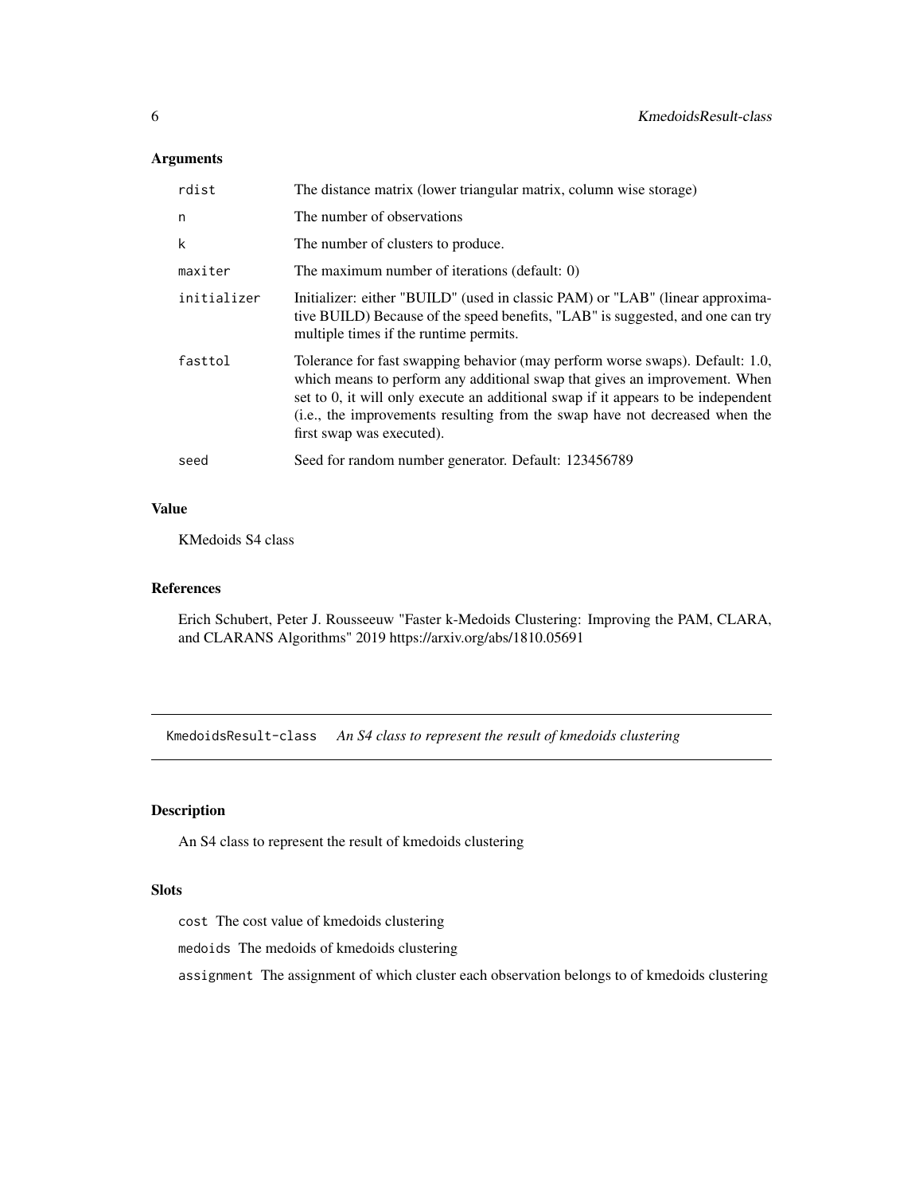## Arguments

| | |
|---|---|
| rdist | The distance matrix (lower triangular matrix, column wise storage) |
| n | The number of observations |
| k | The number of clusters to produce. |
| maxiter | The maximum number of iterations (default: 0) |
| initializer | Initializer: either "BUILD" (used in classic PAM) or "LAB" (linear approximative BUILD) Because of the speed benefits, "LAB" is suggested, and one can try multiple times if the runtime permits. |
| fasttol | Tolerance for fast swapping behavior (may perform worse swaps). Default: 1.0, which means to perform any additional swap that gives an improvement. When set to 0, it will only execute an additional swap if it appears to be independent (i.e., the improvements resulting from the swap have not decreased when the first swap was executed). |
| seed | Seed for random number generator. Default: 123456789 |

## Value

KMedoids S4 class

## References

Erich Schubert, Peter J. Rousseeuw "Faster k-Medoids Clustering: Improving the PAM, CLARA, and CLARANS Algorithms" 2019 https://arxiv.org/abs/1810.05691

---

# KmedoidsResult-class *An S4 class to represent the result of kmedoids clustering*

## Description

An S4 class to represent the result of kmedoids clustering

## Slots

`cost` The cost value of kmedoids clustering

`medoids` The medoids of kmedoids clustering

`assignment` The assignment of which cluster each observation belongs to of kmedoids clustering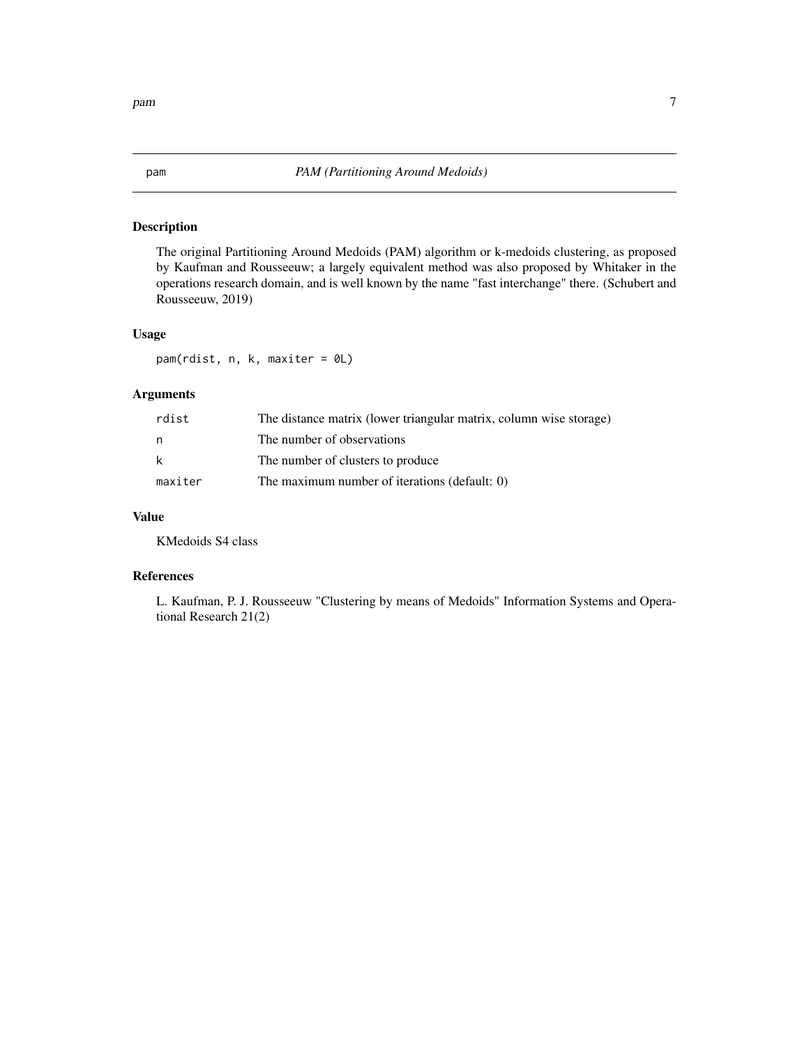# pam — *PAM (Partitioning Around Medoids)*

## Description

The original Partitioning Around Medoids (PAM) algorithm or k-medoids clustering, as proposed by Kaufman and Rousseeuw; a largely equivalent method was also proposed by Whitaker in the operations research domain, and is well known by the name "fast interchange" there. (Schubert and Rousseeuw, 2019)

## Usage

```
pam(rdist, n, k, maxiter = 0L)
```

## Arguments

| | |
|---|---|
| `rdist` | The distance matrix (lower triangular matrix, column wise storage) |
| `n` | The number of observations |
| `k` | The number of clusters to produce |
| `maxiter` | The maximum number of iterations (default: 0) |

## Value

KMedoids S4 class

## References

L. Kaufman, P. J. Rousseeuw "Clustering by means of Medoids" Information Systems and Operational Research 21(2)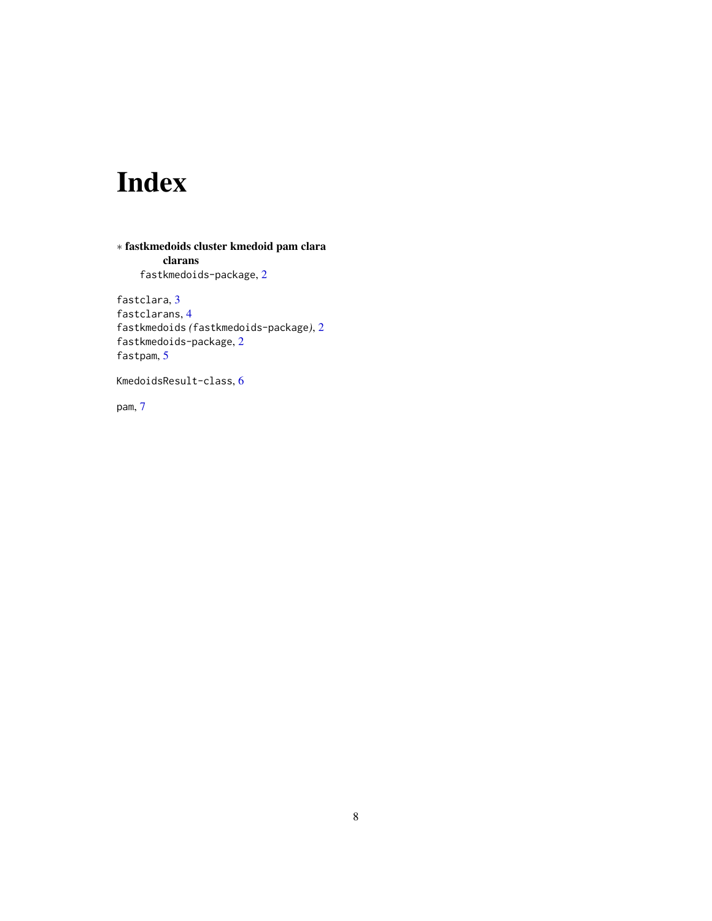# Index

* **fastkmedoids cluster kmedoid pam clara clarans**
  fastkmedoids-package, 2

fastclara, 3
fastclarans, 4
fastkmedoids *(fastkmedoids-package)*, 2
fastkmedoids-package, 2
fastpam, 5

KmedoidsResult-class, 6

pam, 7